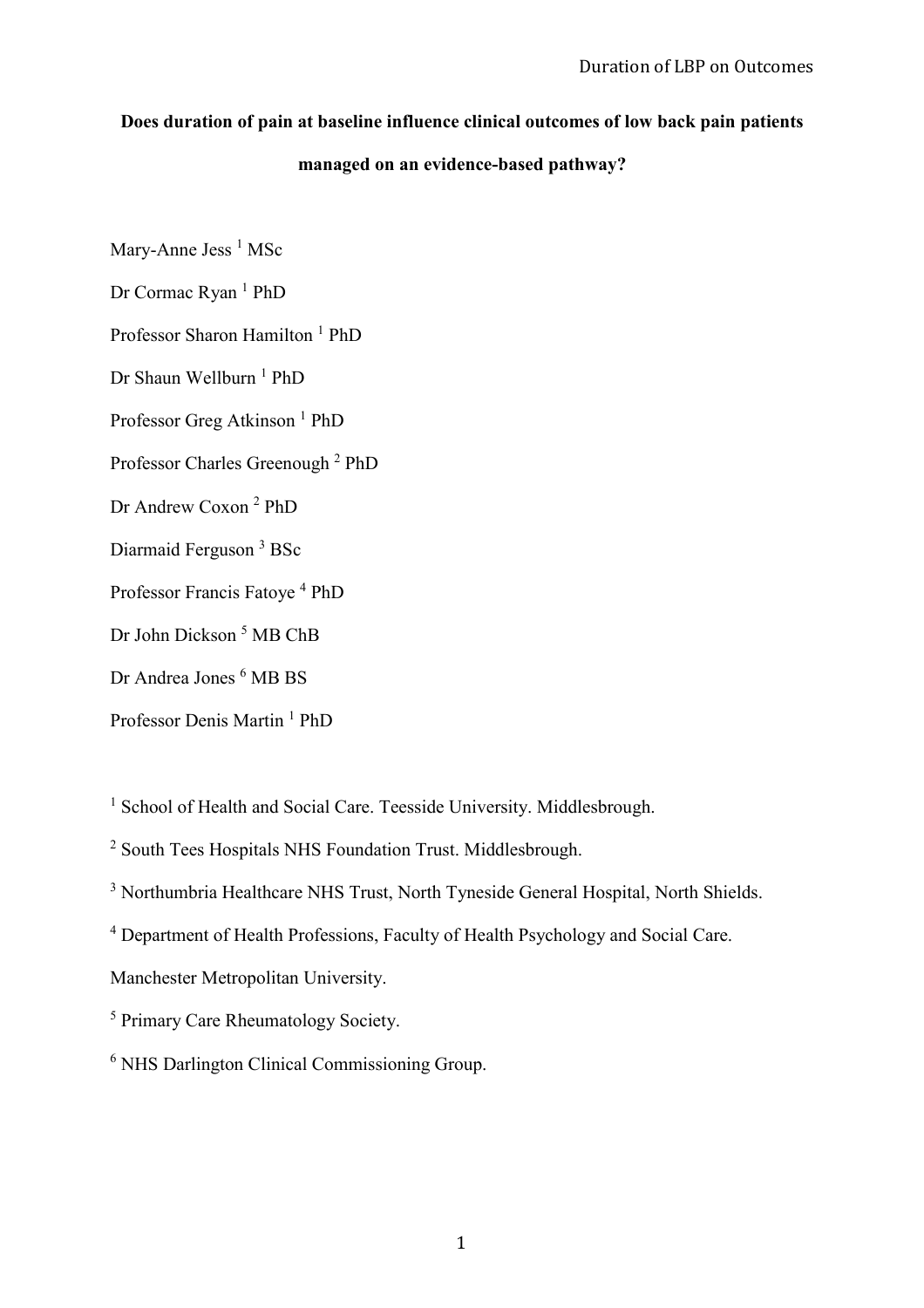# Does duration of pain at baseline influence clinical outcomes of low back pain patients managed on an evidence-based pathway?

Mary-Anne Jess [1] MSc

Dr Cormac Ryan [1] PhD

Professor Sharon Hamilton [1] PhD

Dr Shaun Wellburn [1] PhD

Professor Greg Atkinson [1] PhD

Professor Charles Greenough [2] PhD

Dr Andrew Coxon [2] PhD

Diarmaid Ferguson [3] BSc

Professor Francis Fatoye [4] PhD

Dr John Dickson [5] MB ChB

Dr Andrea Jones [6] MB BS

Professor Denis Martin [1] PhD

[1] School of Health and Social Care. Teesside University. Middlesbrough.

[2] South Tees Hospitals NHS Foundation Trust. Middlesbrough.

[3] Northumbria Healthcare NHS Trust, North Tyneside General Hospital, North Shields.

[4] Department of Health Professions, Faculty of Health Psychology and Social Care. Manchester Metropolitan University.

[5] Primary Care Rheumatology Society.

[6] NHS Darlington Clinical Commissioning Group.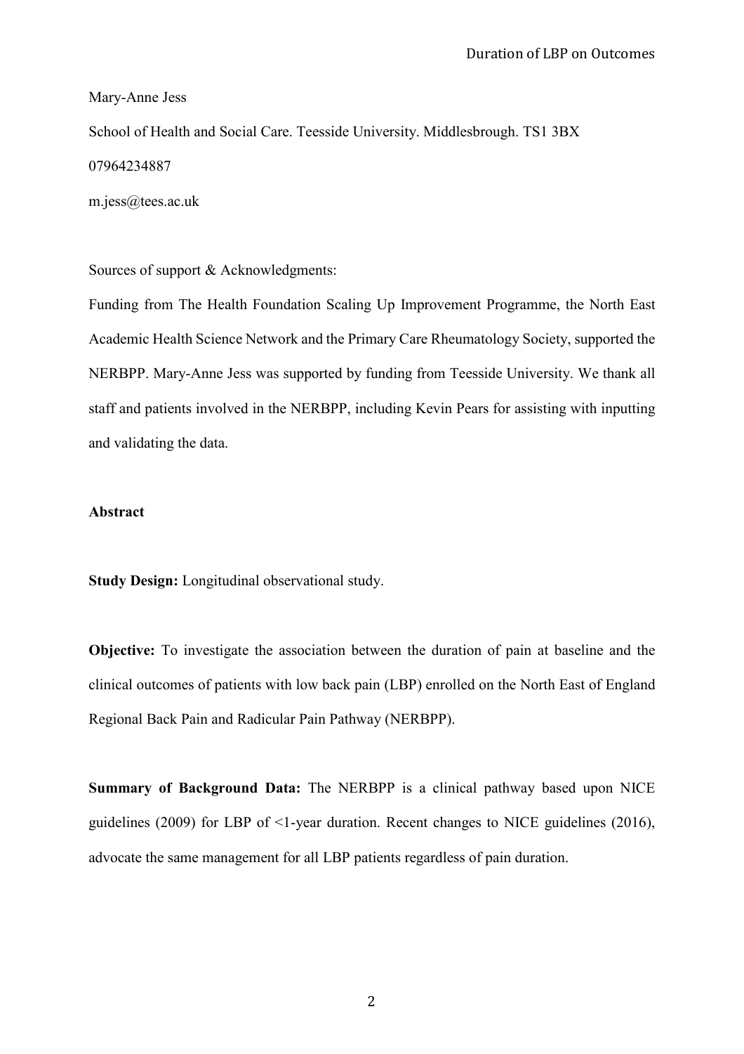Mary-Anne Jess

School of Health and Social Care. Teesside University. Middlesbrough. TS1 3BX

07964234887

m.jess@tees.ac.uk

Sources of support & Acknowledgments:

Funding from The Health Foundation Scaling Up Improvement Programme, the North East Academic Health Science Network and the Primary Care Rheumatology Society, supported the NERBPP. Mary-Anne Jess was supported by funding from Teesside University. We thank all staff and patients involved in the NERBPP, including Kevin Pears for assisting with inputting and validating the data.

**Abstract**

**Study Design:** Longitudinal observational study.

**Objective:** To investigate the association between the duration of pain at baseline and the clinical outcomes of patients with low back pain (LBP) enrolled on the North East of England Regional Back Pain and Radicular Pain Pathway (NERBPP).

**Summary of Background Data:** The NERBPP is a clinical pathway based upon NICE guidelines (2009) for LBP of <1-year duration. Recent changes to NICE guidelines (2016), advocate the same management for all LBP patients regardless of pain duration.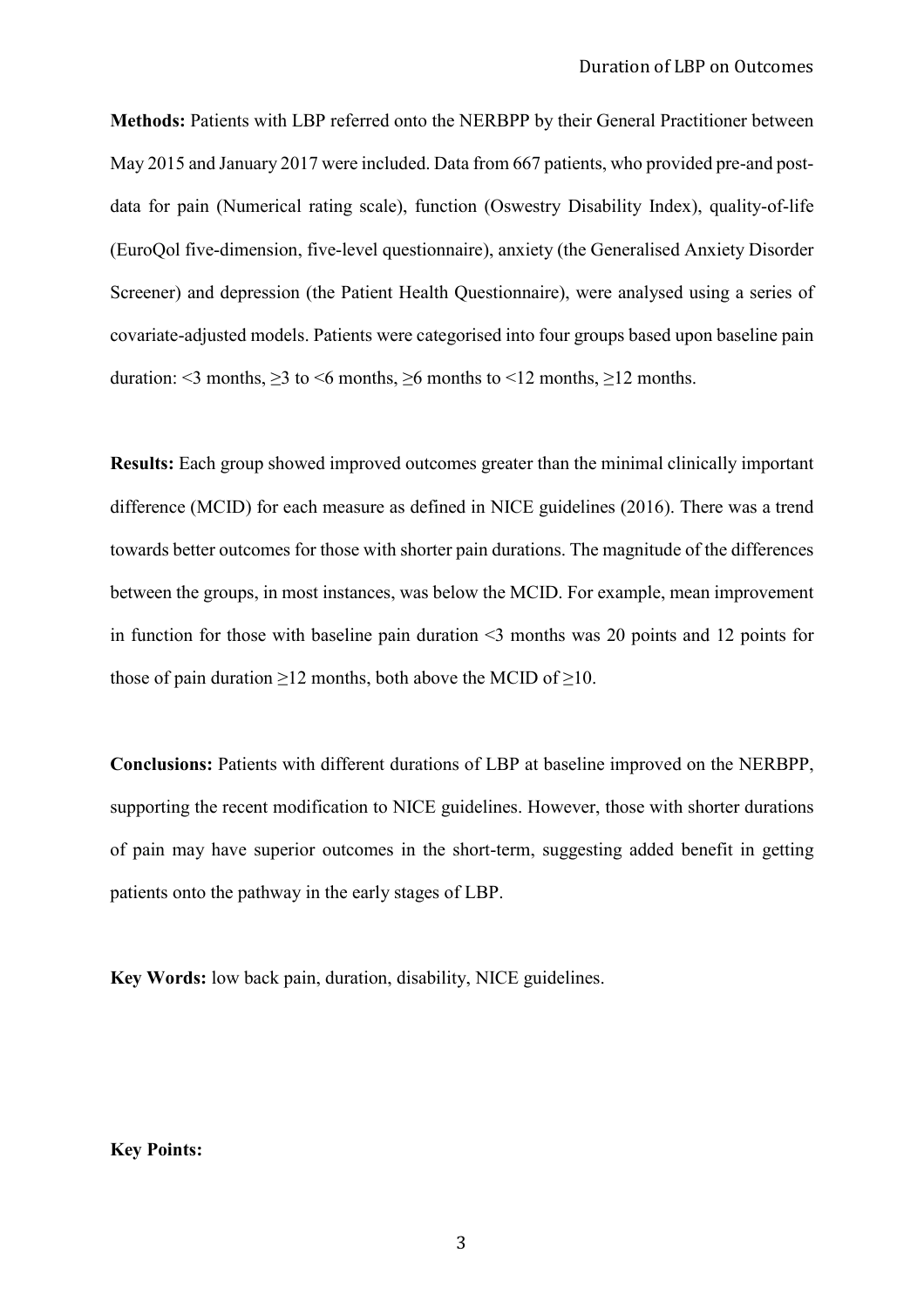**Methods:** Patients with LBP referred onto the NERBPP by their General Practitioner between May 2015 and January 2017 were included. Data from 667 patients, who provided pre-and post-data for pain (Numerical rating scale), function (Oswestry Disability Index), quality-of-life (EuroQol five-dimension, five-level questionnaire), anxiety (the Generalised Anxiety Disorder Screener) and depression (the Patient Health Questionnaire), were analysed using a series of covariate-adjusted models. Patients were categorised into four groups based upon baseline pain duration: <3 months, ≥3 to <6 months, ≥6 months to <12 months, ≥12 months.

**Results:** Each group showed improved outcomes greater than the minimal clinically important difference (MCID) for each measure as defined in NICE guidelines (2016). There was a trend towards better outcomes for those with shorter pain durations. The magnitude of the differences between the groups, in most instances, was below the MCID. For example, mean improvement in function for those with baseline pain duration <3 months was 20 points and 12 points for those of pain duration ≥12 months, both above the MCID of ≥10.

**Conclusions:** Patients with different durations of LBP at baseline improved on the NERBPP, supporting the recent modification to NICE guidelines. However, those with shorter durations of pain may have superior outcomes in the short-term, suggesting added benefit in getting patients onto the pathway in the early stages of LBP.

**Key Words:** low back pain, duration, disability, NICE guidelines.

**Key Points:**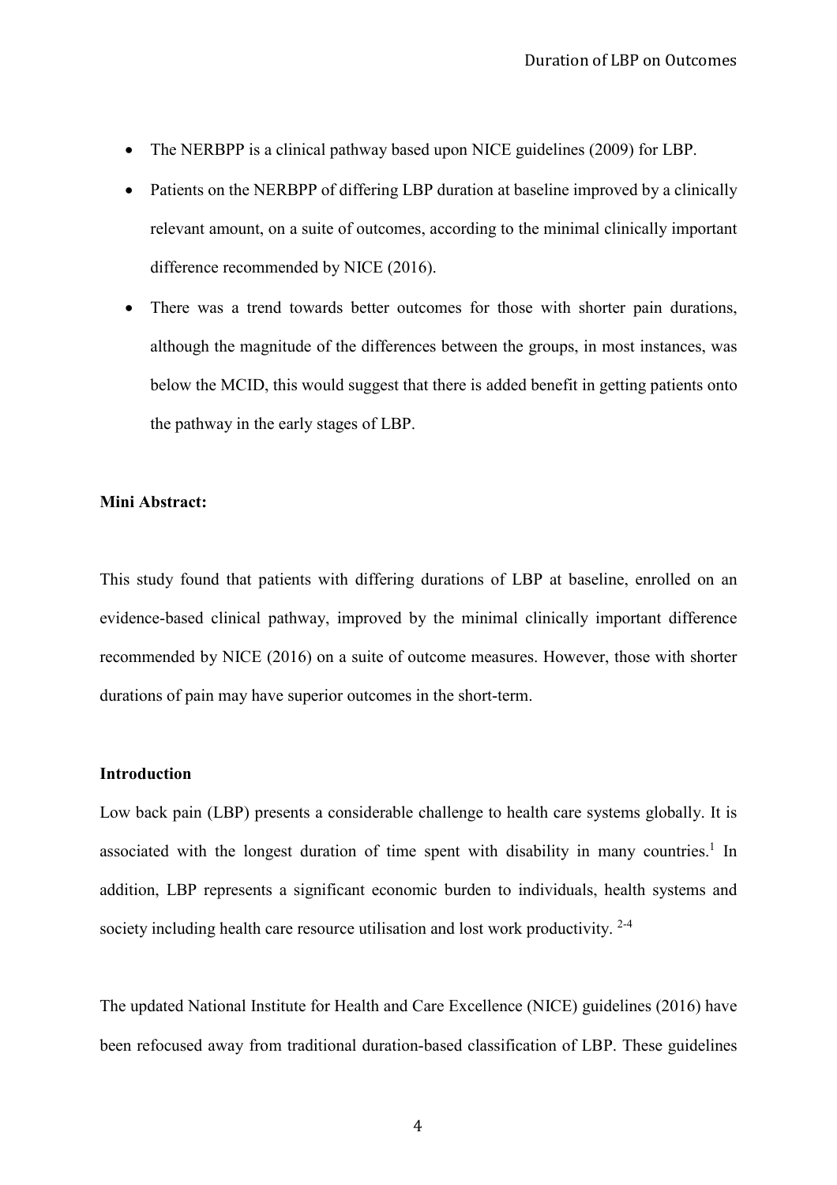- The NERBPP is a clinical pathway based upon NICE guidelines (2009) for LBP.
- Patients on the NERBPP of differing LBP duration at baseline improved by a clinically relevant amount, on a suite of outcomes, according to the minimal clinically important difference recommended by NICE (2016).
- There was a trend towards better outcomes for those with shorter pain durations, although the magnitude of the differences between the groups, in most instances, was below the MCID, this would suggest that there is added benefit in getting patients onto the pathway in the early stages of LBP.

**Mini Abstract:**

This study found that patients with differing durations of LBP at baseline, enrolled on an evidence-based clinical pathway, improved by the minimal clinically important difference recommended by NICE (2016) on a suite of outcome measures. However, those with shorter durations of pain may have superior outcomes in the short-term.

**Introduction**

Low back pain (LBP) presents a considerable challenge to health care systems globally. It is associated with the longest duration of time spent with disability in many countries.[1] In addition, LBP represents a significant economic burden to individuals, health systems and society including health care resource utilisation and lost work productivity. [2-4]

The updated National Institute for Health and Care Excellence (NICE) guidelines (2016) have been refocused away from traditional duration-based classification of LBP. These guidelines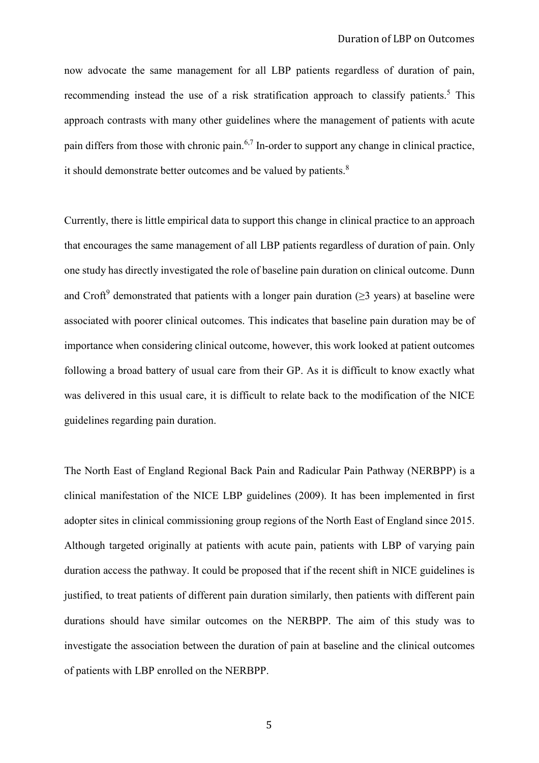now advocate the same management for all LBP patients regardless of duration of pain, recommending instead the use of a risk stratification approach to classify patients.[5] This approach contrasts with many other guidelines where the management of patients with acute pain differs from those with chronic pain.[6,7] In-order to support any change in clinical practice, it should demonstrate better outcomes and be valued by patients.[8]

Currently, there is little empirical data to support this change in clinical practice to an approach that encourages the same management of all LBP patients regardless of duration of pain. Only one study has directly investigated the role of baseline pain duration on clinical outcome. Dunn and Croft[9] demonstrated that patients with a longer pain duration (≥3 years) at baseline were associated with poorer clinical outcomes. This indicates that baseline pain duration may be of importance when considering clinical outcome, however, this work looked at patient outcomes following a broad battery of usual care from their GP. As it is difficult to know exactly what was delivered in this usual care, it is difficult to relate back to the modification of the NICE guidelines regarding pain duration.

The North East of England Regional Back Pain and Radicular Pain Pathway (NERBPP) is a clinical manifestation of the NICE LBP guidelines (2009). It has been implemented in first adopter sites in clinical commissioning group regions of the North East of England since 2015. Although targeted originally at patients with acute pain, patients with LBP of varying pain duration access the pathway. It could be proposed that if the recent shift in NICE guidelines is justified, to treat patients of different pain duration similarly, then patients with different pain durations should have similar outcomes on the NERBPP. The aim of this study was to investigate the association between the duration of pain at baseline and the clinical outcomes of patients with LBP enrolled on the NERBPP.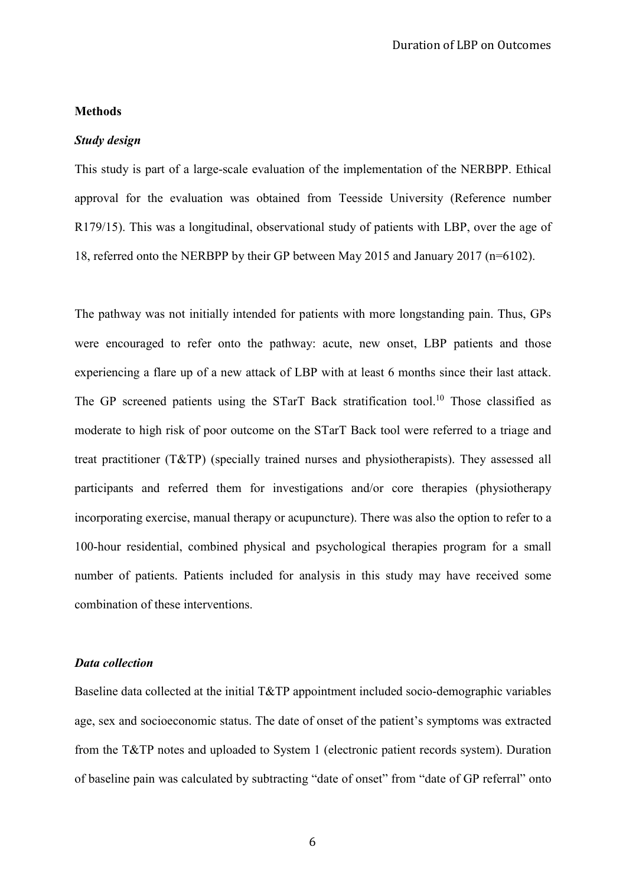## Methods

### *Study design*

This study is part of a large-scale evaluation of the implementation of the NERBPP. Ethical approval for the evaluation was obtained from Teesside University (Reference number R179/15). This was a longitudinal, observational study of patients with LBP, over the age of 18, referred onto the NERBPP by their GP between May 2015 and January 2017 (n=6102).

The pathway was not initially intended for patients with more longstanding pain. Thus, GPs were encouraged to refer onto the pathway: acute, new onset, LBP patients and those experiencing a flare up of a new attack of LBP with at least 6 months since their last attack. The GP screened patients using the STarT Back stratification tool.[10] Those classified as moderate to high risk of poor outcome on the STarT Back tool were referred to a triage and treat practitioner (T&TP) (specially trained nurses and physiotherapists). They assessed all participants and referred them for investigations and/or core therapies (physiotherapy incorporating exercise, manual therapy or acupuncture). There was also the option to refer to a 100-hour residential, combined physical and psychological therapies program for a small number of patients. Patients included for analysis in this study may have received some combination of these interventions.

### *Data collection*

Baseline data collected at the initial T&TP appointment included socio-demographic variables age, sex and socioeconomic status. The date of onset of the patient's symptoms was extracted from the T&TP notes and uploaded to System 1 (electronic patient records system). Duration of baseline pain was calculated by subtracting "date of onset" from "date of GP referral" onto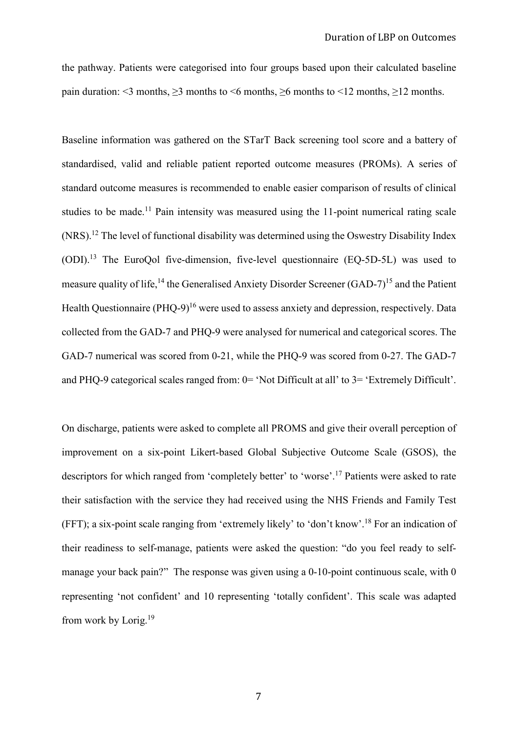the pathway. Patients were categorised into four groups based upon their calculated baseline pain duration: <3 months, ≥3 months to <6 months, ≥6 months to <12 months, ≥12 months.

Baseline information was gathered on the STarT Back screening tool score and a battery of standardised, valid and reliable patient reported outcome measures (PROMs). A series of standard outcome measures is recommended to enable easier comparison of results of clinical studies to be made.[11] Pain intensity was measured using the 11-point numerical rating scale (NRS).[12] The level of functional disability was determined using the Oswestry Disability Index (ODI).[13] The EuroQol five-dimension, five-level questionnaire (EQ-5D-5L) was used to measure quality of life,[14] the Generalised Anxiety Disorder Screener (GAD-7)[15] and the Patient Health Questionnaire (PHQ-9)[16] were used to assess anxiety and depression, respectively. Data collected from the GAD-7 and PHQ-9 were analysed for numerical and categorical scores. The GAD-7 numerical was scored from 0-21, while the PHQ-9 was scored from 0-27. The GAD-7 and PHQ-9 categorical scales ranged from: 0= 'Not Difficult at all' to 3= 'Extremely Difficult'.

On discharge, patients were asked to complete all PROMS and give their overall perception of improvement on a six-point Likert-based Global Subjective Outcome Scale (GSOS), the descriptors for which ranged from 'completely better' to 'worse'.[17] Patients were asked to rate their satisfaction with the service they had received using the NHS Friends and Family Test (FFT); a six-point scale ranging from 'extremely likely' to 'don't know'.[18] For an indication of their readiness to self-manage, patients were asked the question: "do you feel ready to self-manage your back pain?" The response was given using a 0-10-point continuous scale, with 0 representing 'not confident' and 10 representing 'totally confident'. This scale was adapted from work by Lorig.[19]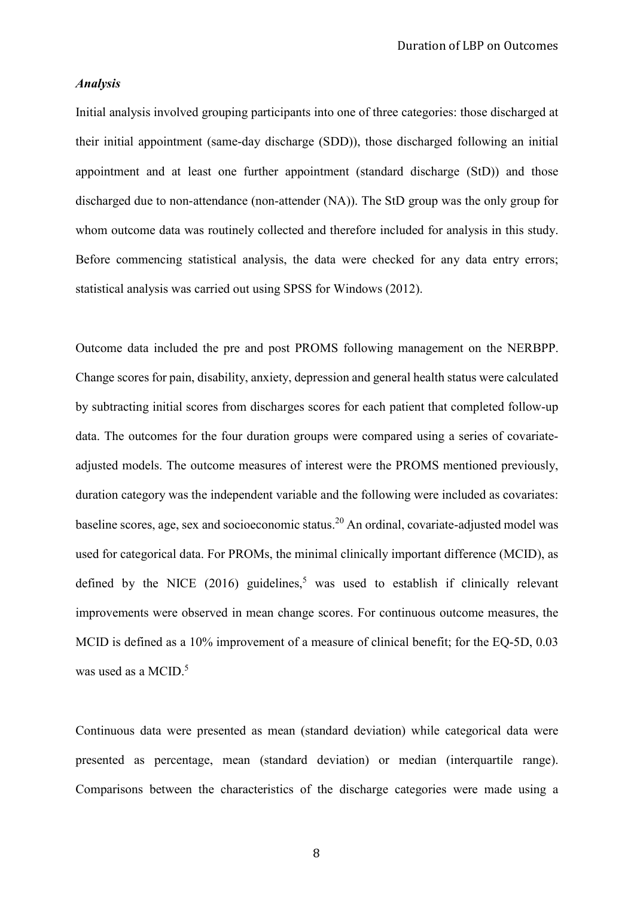### *Analysis*

Initial analysis involved grouping participants into one of three categories: those discharged at their initial appointment (same-day discharge (SDD)), those discharged following an initial appointment and at least one further appointment (standard discharge (StD)) and those discharged due to non-attendance (non-attender (NA)). The StD group was the only group for whom outcome data was routinely collected and therefore included for analysis in this study. Before commencing statistical analysis, the data were checked for any data entry errors; statistical analysis was carried out using SPSS for Windows (2012).

Outcome data included the pre and post PROMS following management on the NERBPP. Change scores for pain, disability, anxiety, depression and general health status were calculated by subtracting initial scores from discharges scores for each patient that completed follow-up data. The outcomes for the four duration groups were compared using a series of covariate-adjusted models. The outcome measures of interest were the PROMS mentioned previously, duration category was the independent variable and the following were included as covariates: baseline scores, age, sex and socioeconomic status.[20] An ordinal, covariate-adjusted model was used for categorical data. For PROMs, the minimal clinically important difference (MCID), as defined by the NICE (2016) guidelines,[5] was used to establish if clinically relevant improvements were observed in mean change scores. For continuous outcome measures, the MCID is defined as a 10% improvement of a measure of clinical benefit; for the EQ-5D, 0.03 was used as a MCID.[5]

Continuous data were presented as mean (standard deviation) while categorical data were presented as percentage, mean (standard deviation) or median (interquartile range). Comparisons between the characteristics of the discharge categories were made using a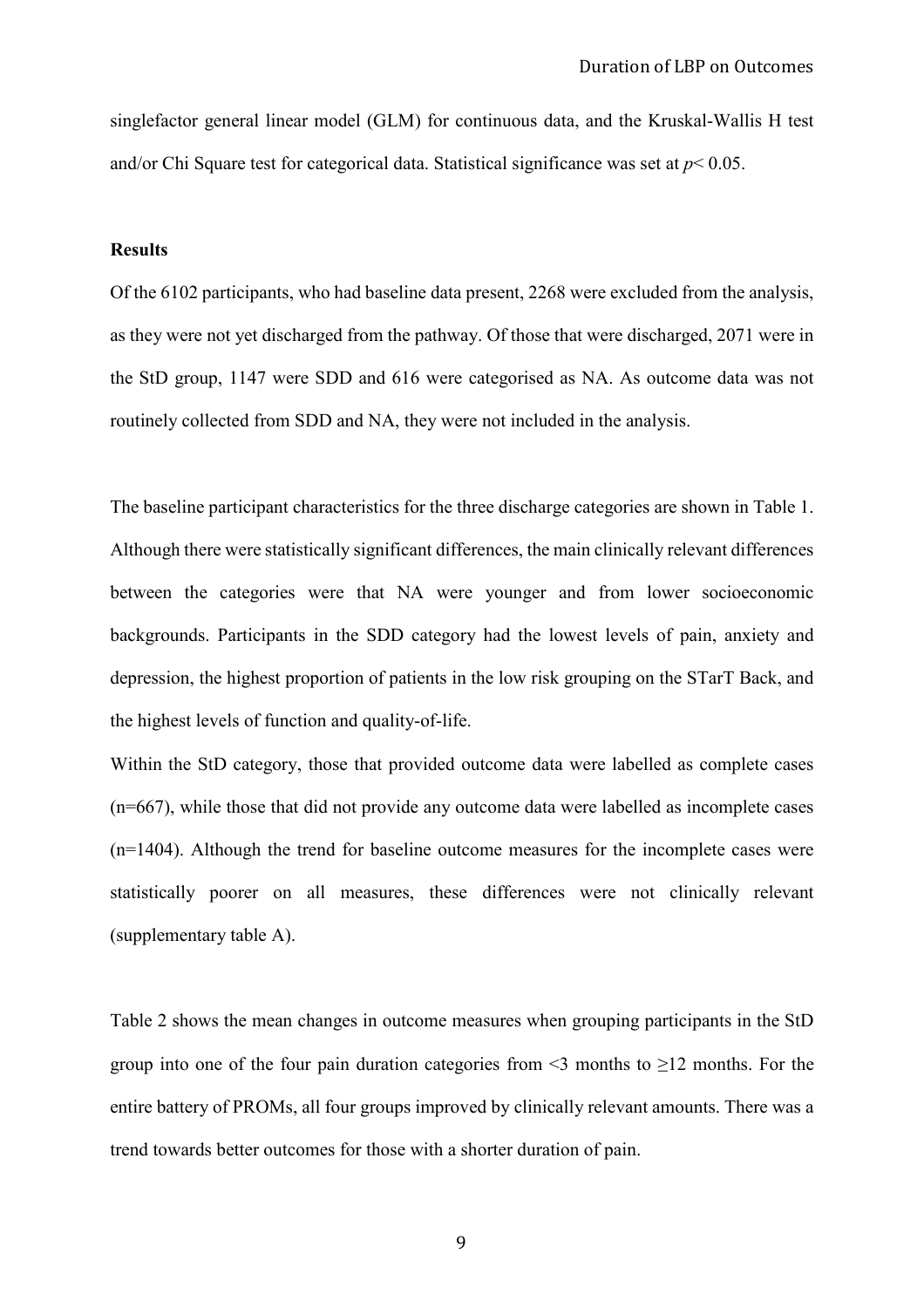singlefactor general linear model (GLM) for continuous data, and the Kruskal-Wallis H test and/or Chi Square test for categorical data. Statistical significance was set at $p < 0.05$.

**Results**

Of the 6102 participants, who had baseline data present, 2268 were excluded from the analysis, as they were not yet discharged from the pathway. Of those that were discharged, 2071 were in the StD group, 1147 were SDD and 616 were categorised as NA. As outcome data was not routinely collected from SDD and NA, they were not included in the analysis.

The baseline participant characteristics for the three discharge categories are shown in Table 1. Although there were statistically significant differences, the main clinically relevant differences between the categories were that NA were younger and from lower socioeconomic backgrounds. Participants in the SDD category had the lowest levels of pain, anxiety and depression, the highest proportion of patients in the low risk grouping on the STarT Back, and the highest levels of function and quality-of-life.

Within the StD category, those that provided outcome data were labelled as complete cases (n=667), while those that did not provide any outcome data were labelled as incomplete cases (n=1404). Although the trend for baseline outcome measures for the incomplete cases were statistically poorer on all measures, these differences were not clinically relevant (supplementary table A).

Table 2 shows the mean changes in outcome measures when grouping participants in the StD group into one of the four pain duration categories from <3 months to ≥12 months. For the entire battery of PROMs, all four groups improved by clinically relevant amounts. There was a trend towards better outcomes for those with a shorter duration of pain.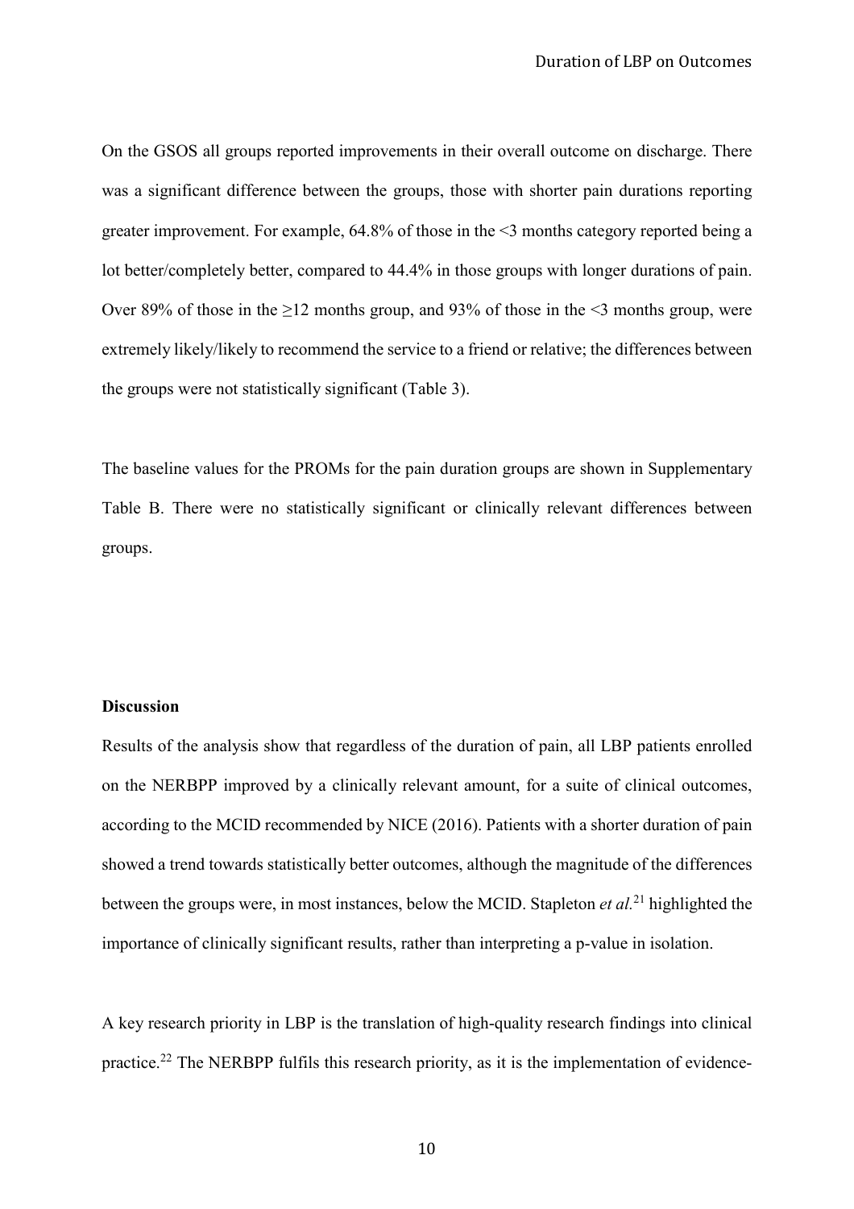On the GSOS all groups reported improvements in their overall outcome on discharge. There was a significant difference between the groups, those with shorter pain durations reporting greater improvement. For example, 64.8% of those in the <3 months category reported being a lot better/completely better, compared to 44.4% in those groups with longer durations of pain. Over 89% of those in the ≥12 months group, and 93% of those in the <3 months group, were extremely likely/likely to recommend the service to a friend or relative; the differences between the groups were not statistically significant (Table 3).

The baseline values for the PROMs for the pain duration groups are shown in Supplementary Table B. There were no statistically significant or clinically relevant differences between groups.

**Discussion**

Results of the analysis show that regardless of the duration of pain, all LBP patients enrolled on the NERBPP improved by a clinically relevant amount, for a suite of clinical outcomes, according to the MCID recommended by NICE (2016). Patients with a shorter duration of pain showed a trend towards statistically better outcomes, although the magnitude of the differences between the groups were, in most instances, below the MCID. Stapleton *et al.*[21] highlighted the importance of clinically significant results, rather than interpreting a p-value in isolation.

A key research priority in LBP is the translation of high-quality research findings into clinical practice.[22] The NERBPP fulfils this research priority, as it is the implementation of evidence-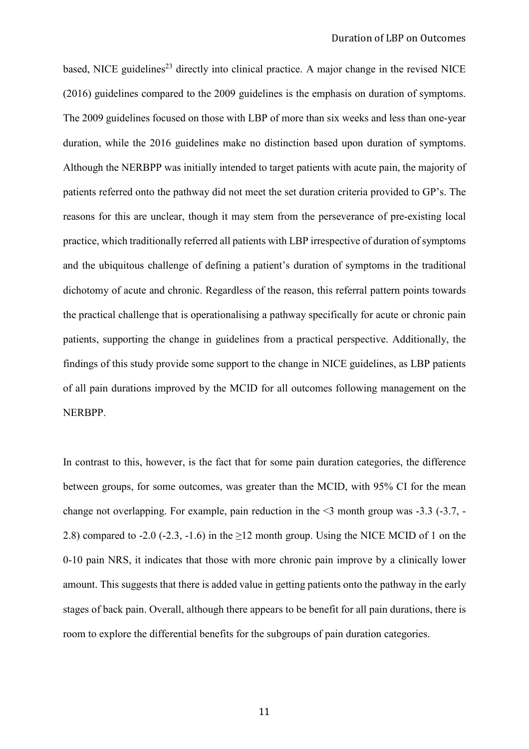based, NICE guidelines[23] directly into clinical practice. A major change in the revised NICE (2016) guidelines compared to the 2009 guidelines is the emphasis on duration of symptoms. The 2009 guidelines focused on those with LBP of more than six weeks and less than one-year duration, while the 2016 guidelines make no distinction based upon duration of symptoms. Although the NERBPP was initially intended to target patients with acute pain, the majority of patients referred onto the pathway did not meet the set duration criteria provided to GP's. The reasons for this are unclear, though it may stem from the perseverance of pre-existing local practice, which traditionally referred all patients with LBP irrespective of duration of symptoms and the ubiquitous challenge of defining a patient's duration of symptoms in the traditional dichotomy of acute and chronic. Regardless of the reason, this referral pattern points towards the practical challenge that is operationalising a pathway specifically for acute or chronic pain patients, supporting the change in guidelines from a practical perspective. Additionally, the findings of this study provide some support to the change in NICE guidelines, as LBP patients of all pain durations improved by the MCID for all outcomes following management on the NERBPP.

In contrast to this, however, is the fact that for some pain duration categories, the difference between groups, for some outcomes, was greater than the MCID, with 95% CI for the mean change not overlapping. For example, pain reduction in the <3 month group was -3.3 (-3.7, -2.8) compared to -2.0 (-2.3, -1.6) in the ≥12 month group. Using the NICE MCID of 1 on the 0-10 pain NRS, it indicates that those with more chronic pain improve by a clinically lower amount. This suggests that there is added value in getting patients onto the pathway in the early stages of back pain. Overall, although there appears to be benefit for all pain durations, there is room to explore the differential benefits for the subgroups of pain duration categories.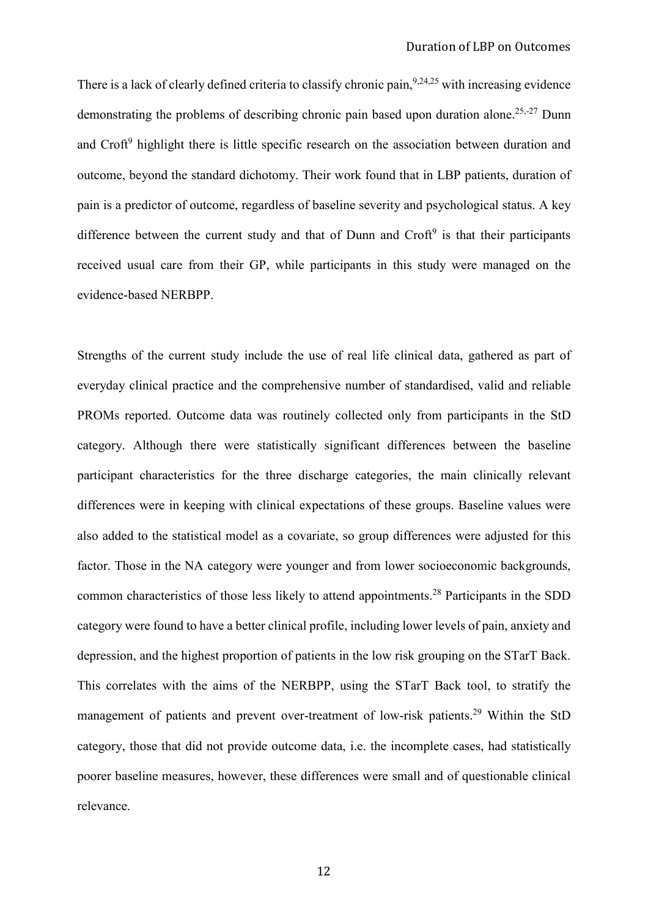There is a lack of clearly defined criteria to classify chronic pain,[9,24,25] with increasing evidence demonstrating the problems of describing chronic pain based upon duration alone.[25,-27] Dunn and Croft[9] highlight there is little specific research on the association between duration and outcome, beyond the standard dichotomy. Their work found that in LBP patients, duration of pain is a predictor of outcome, regardless of baseline severity and psychological status. A key difference between the current study and that of Dunn and Croft[9] is that their participants received usual care from their GP, while participants in this study were managed on the evidence-based NERBPP.

Strengths of the current study include the use of real life clinical data, gathered as part of everyday clinical practice and the comprehensive number of standardised, valid and reliable PROMs reported. Outcome data was routinely collected only from participants in the StD category. Although there were statistically significant differences between the baseline participant characteristics for the three discharge categories, the main clinically relevant differences were in keeping with clinical expectations of these groups. Baseline values were also added to the statistical model as a covariate, so group differences were adjusted for this factor. Those in the NA category were younger and from lower socioeconomic backgrounds, common characteristics of those less likely to attend appointments.[28] Participants in the SDD category were found to have a better clinical profile, including lower levels of pain, anxiety and depression, and the highest proportion of patients in the low risk grouping on the STarT Back. This correlates with the aims of the NERBPP, using the STarT Back tool, to stratify the management of patients and prevent over-treatment of low-risk patients.[29] Within the StD category, those that did not provide outcome data, i.e. the incomplete cases, had statistically poorer baseline measures, however, these differences were small and of questionable clinical relevance.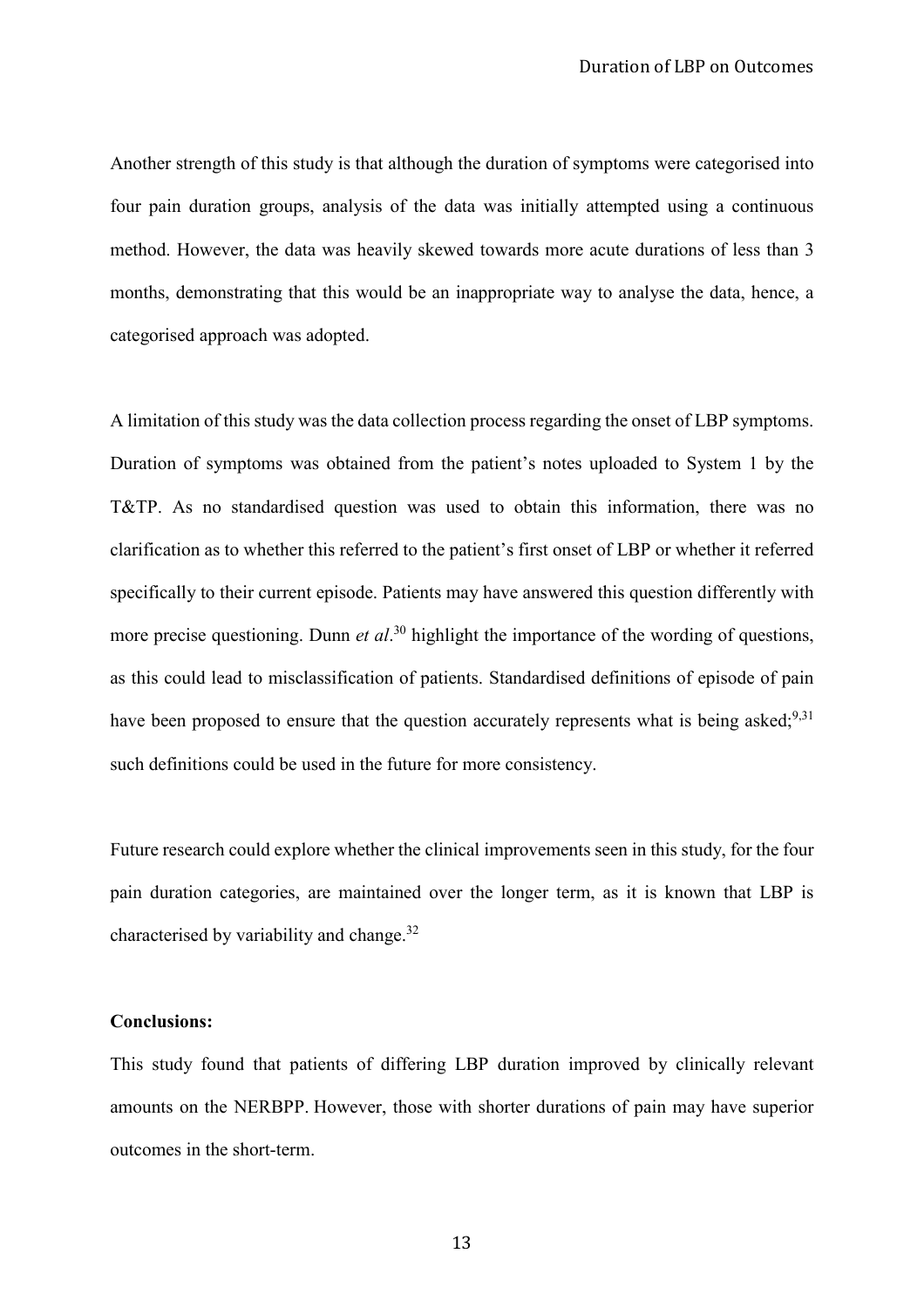Another strength of this study is that although the duration of symptoms were categorised into four pain duration groups, analysis of the data was initially attempted using a continuous method. However, the data was heavily skewed towards more acute durations of less than 3 months, demonstrating that this would be an inappropriate way to analyse the data, hence, a categorised approach was adopted.

A limitation of this study was the data collection process regarding the onset of LBP symptoms. Duration of symptoms was obtained from the patient's notes uploaded to System 1 by the T&TP. As no standardised question was used to obtain this information, there was no clarification as to whether this referred to the patient's first onset of LBP or whether it referred specifically to their current episode. Patients may have answered this question differently with more precise questioning. Dunn *et al*.[30] highlight the importance of the wording of questions, as this could lead to misclassification of patients. Standardised definitions of episode of pain have been proposed to ensure that the question accurately represents what is being asked;[9,31] such definitions could be used in the future for more consistency.

Future research could explore whether the clinical improvements seen in this study, for the four pain duration categories, are maintained over the longer term, as it is known that LBP is characterised by variability and change.[32]

**Conclusions:**

This study found that patients of differing LBP duration improved by clinically relevant amounts on the NERBPP. However, those with shorter durations of pain may have superior outcomes in the short-term.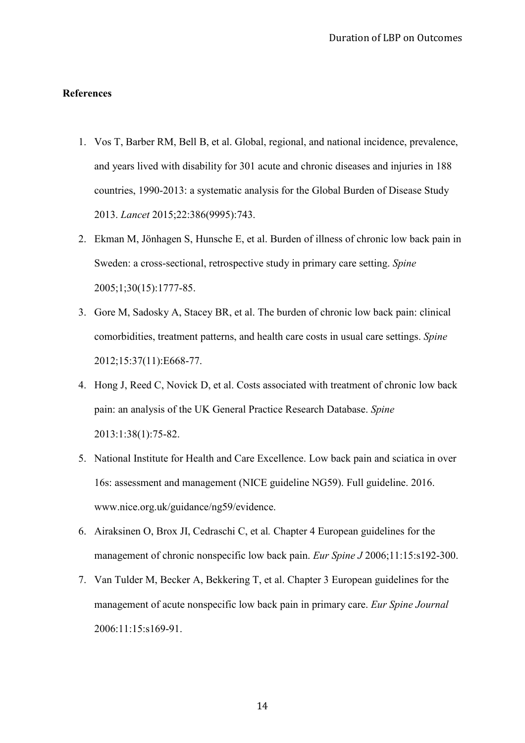**References**

1. Vos T, Barber RM, Bell B, et al. Global, regional, and national incidence, prevalence, and years lived with disability for 301 acute and chronic diseases and injuries in 188 countries, 1990-2013: a systematic analysis for the Global Burden of Disease Study 2013. *Lancet* 2015;22:386(9995):743.
2. Ekman M, Jönhagen S, Hunsche E, et al. Burden of illness of chronic low back pain in Sweden: a cross-sectional, retrospective study in primary care setting. *Spine* 2005;1;30(15):1777-85.
3. Gore M, Sadosky A, Stacey BR, et al. The burden of chronic low back pain: clinical comorbidities, treatment patterns, and health care costs in usual care settings. *Spine* 2012;15:37(11):E668-77.
4. Hong J, Reed C, Novick D, et al. Costs associated with treatment of chronic low back pain: an analysis of the UK General Practice Research Database. *Spine* 2013:1:38(1):75-82.
5. National Institute for Health and Care Excellence. Low back pain and sciatica in over 16s: assessment and management (NICE guideline NG59). Full guideline. 2016. www.nice.org.uk/guidance/ng59/evidence.
6. Airaksinen O, Brox JI, Cedraschi C, et al*.* Chapter 4 European guidelines for the management of chronic nonspecific low back pain. *Eur Spine J* 2006;11:15:s192-300.
7. Van Tulder M, Becker A, Bekkering T, et al. Chapter 3 European guidelines for the management of acute nonspecific low back pain in primary care. *Eur Spine Journal* 2006:11:15:s169-91.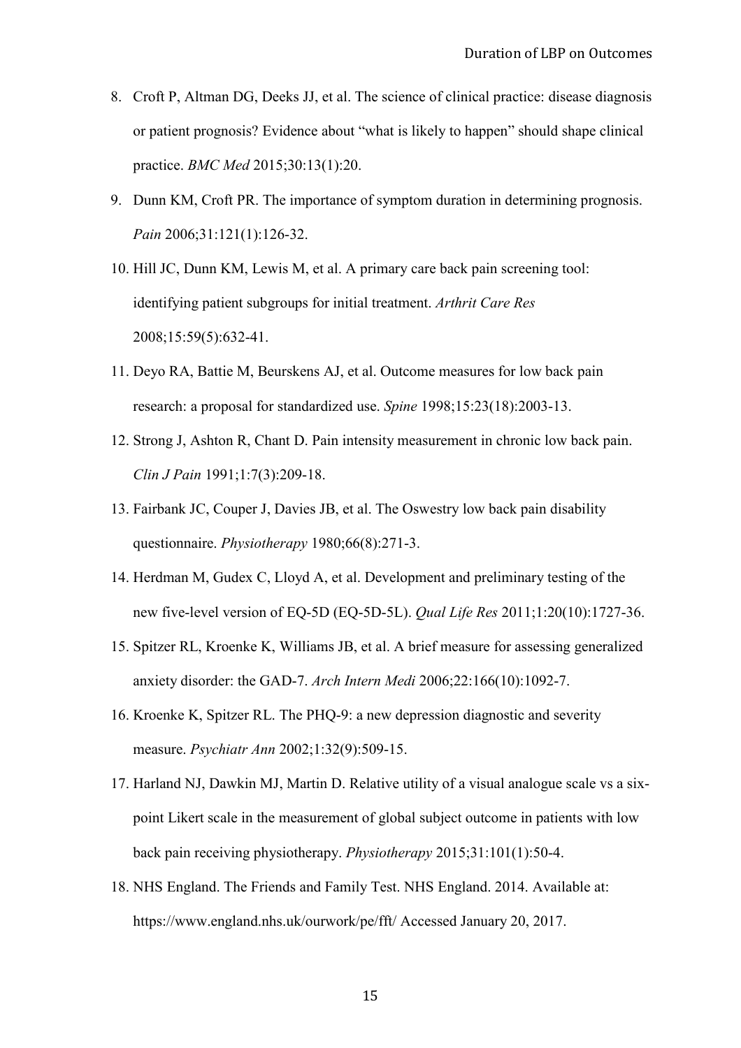8. Croft P, Altman DG, Deeks JJ, et al. The science of clinical practice: disease diagnosis or patient prognosis? Evidence about "what is likely to happen" should shape clinical practice. *BMC Med* 2015;30:13(1):20.
9. Dunn KM, Croft PR. The importance of symptom duration in determining prognosis. *Pain* 2006;31:121(1):126-32.
10. Hill JC, Dunn KM, Lewis M, et al. A primary care back pain screening tool: identifying patient subgroups for initial treatment. *Arthrit Care Res* 2008;15:59(5):632-41.
11. Deyo RA, Battie M, Beurskens AJ, et al. Outcome measures for low back pain research: a proposal for standardized use. *Spine* 1998;15:23(18):2003-13.
12. Strong J, Ashton R, Chant D. Pain intensity measurement in chronic low back pain. *Clin J Pain* 1991;1:7(3):209-18.
13. Fairbank JC, Couper J, Davies JB, et al. The Oswestry low back pain disability questionnaire. *Physiotherapy* 1980;66(8):271-3.
14. Herdman M, Gudex C, Lloyd A, et al. Development and preliminary testing of the new five-level version of EQ-5D (EQ-5D-5L). *Qual Life Res* 2011;1:20(10):1727-36.
15. Spitzer RL, Kroenke K, Williams JB, et al. A brief measure for assessing generalized anxiety disorder: the GAD-7. *Arch Intern Medi* 2006;22:166(10):1092-7.
16. Kroenke K, Spitzer RL. The PHQ-9: a new depression diagnostic and severity measure. *Psychiatr Ann* 2002;1:32(9):509-15.
17. Harland NJ, Dawkin MJ, Martin D. Relative utility of a visual analogue scale vs a six-point Likert scale in the measurement of global subject outcome in patients with low back pain receiving physiotherapy. *Physiotherapy* 2015;31:101(1):50-4.
18. NHS England. The Friends and Family Test. NHS England. 2014. Available at: https://www.england.nhs.uk/ourwork/pe/fft/ Accessed January 20, 2017.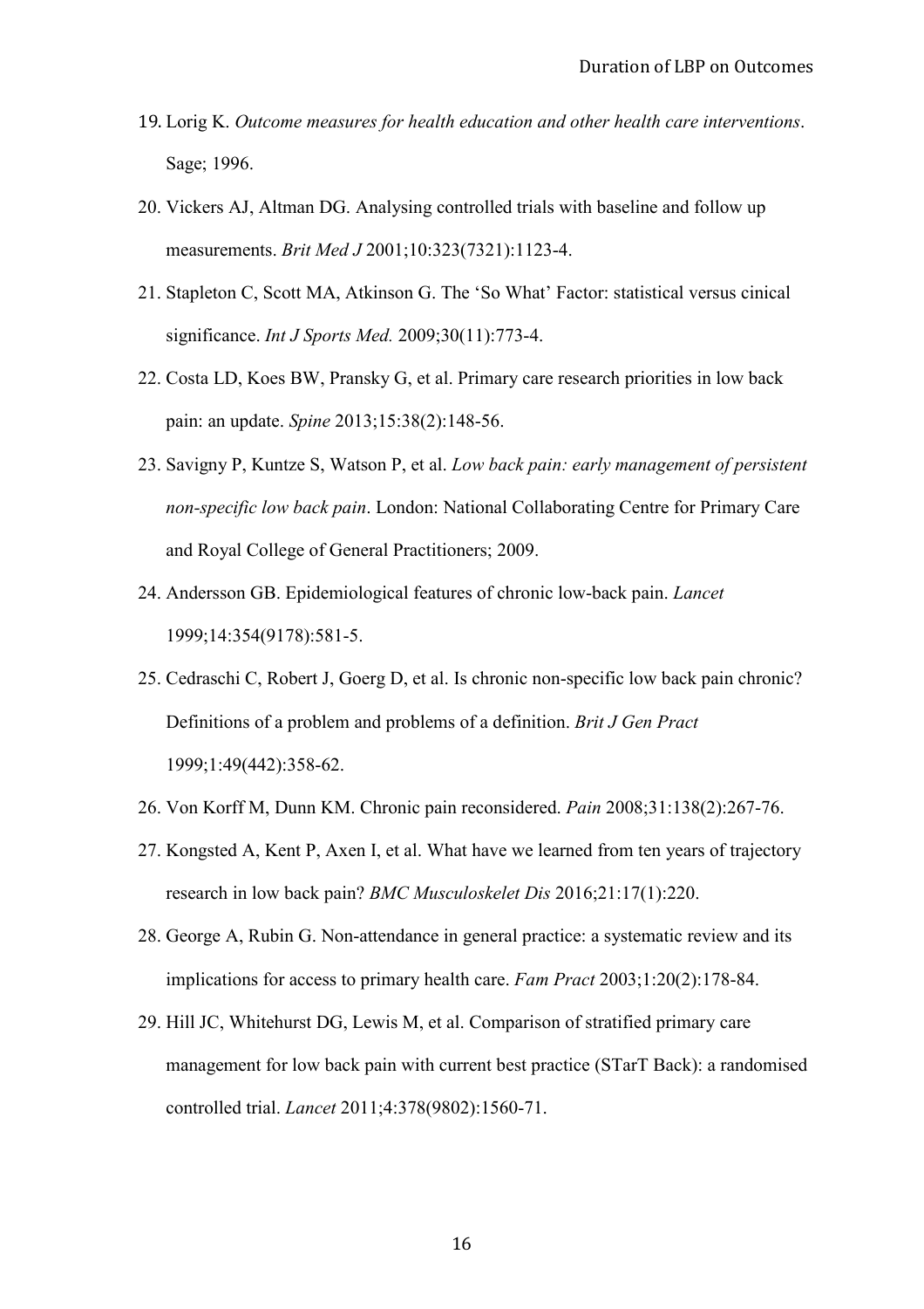19. Lorig K. *Outcome measures for health education and other health care interventions*. Sage; 1996.
20. Vickers AJ, Altman DG. Analysing controlled trials with baseline and follow up measurements. *Brit Med J* 2001;10:323(7321):1123-4.
21. Stapleton C, Scott MA, Atkinson G. The 'So What' Factor: statistical versus cinical significance. *Int J Sports Med.* 2009;30(11):773-4.
22. Costa LD, Koes BW, Pransky G, et al. Primary care research priorities in low back pain: an update. *Spine* 2013;15:38(2):148-56.
23. Savigny P, Kuntze S, Watson P, et al. *Low back pain: early management of persistent non-specific low back pain*. London: National Collaborating Centre for Primary Care and Royal College of General Practitioners; 2009.
24. Andersson GB. Epidemiological features of chronic low-back pain. *Lancet* 1999;14:354(9178):581-5.
25. Cedraschi C, Robert J, Goerg D, et al. Is chronic non-specific low back pain chronic? Definitions of a problem and problems of a definition. *Brit J Gen Pract* 1999;1:49(442):358-62.
26. Von Korff M, Dunn KM. Chronic pain reconsidered. *Pain* 2008;31:138(2):267-76.
27. Kongsted A, Kent P, Axen I, et al. What have we learned from ten years of trajectory research in low back pain? *BMC Musculoskelet Dis* 2016;21:17(1):220.
28. George A, Rubin G. Non-attendance in general practice: a systematic review and its implications for access to primary health care. *Fam Pract* 2003;1:20(2):178-84.
29. Hill JC, Whitehurst DG, Lewis M, et al. Comparison of stratified primary care management for low back pain with current best practice (STarT Back): a randomised controlled trial. *Lancet* 2011;4:378(9802):1560-71.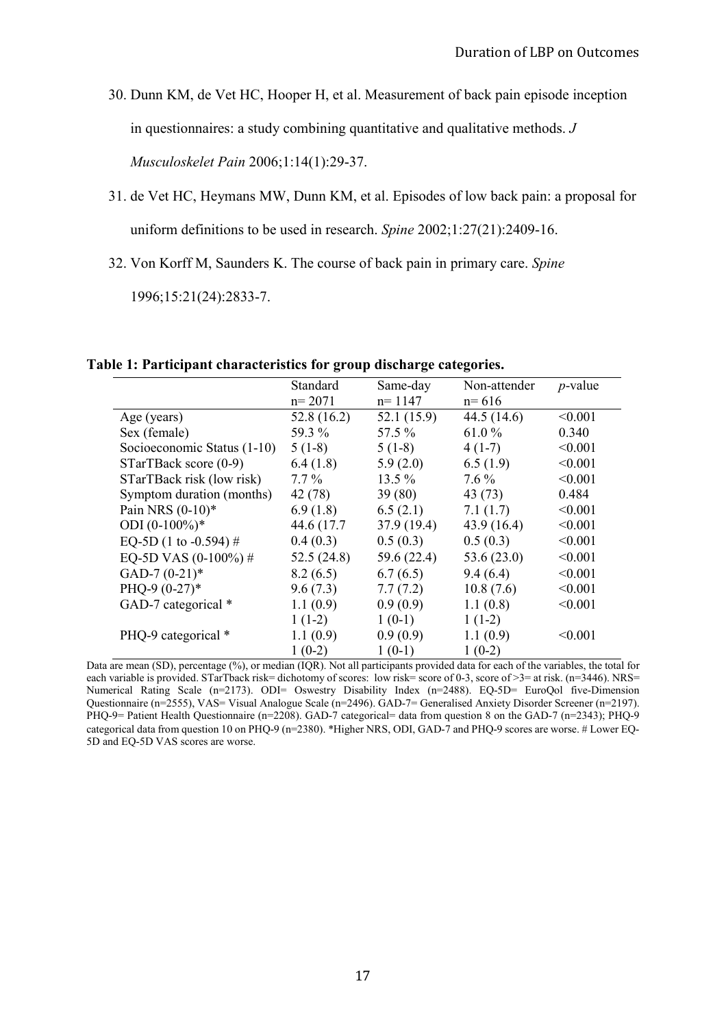30. Dunn KM, de Vet HC, Hooper H, et al. Measurement of back pain episode inception in questionnaires: a study combining quantitative and qualitative methods. *J Musculoskelet Pain* 2006;1:14(1):29-37.

31. de Vet HC, Heymans MW, Dunn KM, et al. Episodes of low back pain: a proposal for uniform definitions to be used in research. *Spine* 2002;1:27(21):2409-16.

32. Von Korff M, Saunders K. The course of back pain in primary care. *Spine* 1996;15:21(24):2833-7.

**Table 1: Participant characteristics for group discharge categories.**

| | Standard n= 2071 | Same-day n= 1147 | Non-attender n= 616 | *p*-value |
|---|---|---|---|---|
| Age (years) | 52.8 (16.2) | 52.1 (15.9) | 44.5 (14.6) | <0.001 |
| Sex (female) | 59.3 % | 57.5 % | 61.0 % | 0.340 |
| Socioeconomic Status (1-10) | 5 (1-8) | 5 (1-8) | 4 (1-7) | <0.001 |
| STarTBack score (0-9) | 6.4 (1.8) | 5.9 (2.0) | 6.5 (1.9) | <0.001 |
| STarTBack risk (low risk) | 7.7 % | 13.5 % | 7.6 % | <0.001 |
| Symptom duration (months) | 42 (78) | 39 (80) | 43 (73) | 0.484 |
| Pain NRS (0-10)* | 6.9 (1.8) | 6.5 (2.1) | 7.1 (1.7) | <0.001 |
| ODI (0-100%)* | 44.6 (17.7 | 37.9 (19.4) | 43.9 (16.4) | <0.001 |
| EQ-5D (1 to -0.594) # | 0.4 (0.3) | 0.5 (0.3) | 0.5 (0.3) | <0.001 |
| EQ-5D VAS (0-100%) # | 52.5 (24.8) | 59.6 (22.4) | 53.6 (23.0) | <0.001 |
| GAD-7 (0-21)* | 8.2 (6.5) | 6.7 (6.5) | 9.4 (6.4) | <0.001 |
| PHQ-9 (0-27)* | 9.6 (7.3) | 7.7 (7.2) | 10.8 (7.6) | <0.001 |
| GAD-7 categorical * | 1.1 (0.9) | 0.9 (0.9) | 1.1 (0.8) | <0.001 |
| | 1 (1-2) | 1 (0-1) | 1 (1-2) | |
| PHQ-9 categorical * | 1.1 (0.9) | 0.9 (0.9) | 1.1 (0.9) | <0.001 |
| | 1 (0-2) | 1 (0-1) | 1 (0-2) | |

Data are mean (SD), percentage (%), or median (IQR). Not all participants provided data for each of the variables, the total for each variable is provided. STarTback risk= dichotomy of scores: low risk= score of 0-3, score of >3= at risk. (n=3446). NRS= Numerical Rating Scale (n=2173). ODI= Oswestry Disability Index (n=2488). EQ-5D= EuroQol five-Dimension Questionnaire (n=2555), VAS= Visual Analogue Scale (n=2496). GAD-7= Generalised Anxiety Disorder Screener (n=2197). PHQ-9= Patient Health Questionnaire (n=2208). GAD-7 categorical= data from question 8 on the GAD-7 (n=2343); PHQ-9 categorical data from question 10 on PHQ-9 (n=2380). *Higher NRS, ODI, GAD-7 and PHQ-9 scores are worse. # Lower EQ-5D and EQ-5D VAS scores are worse.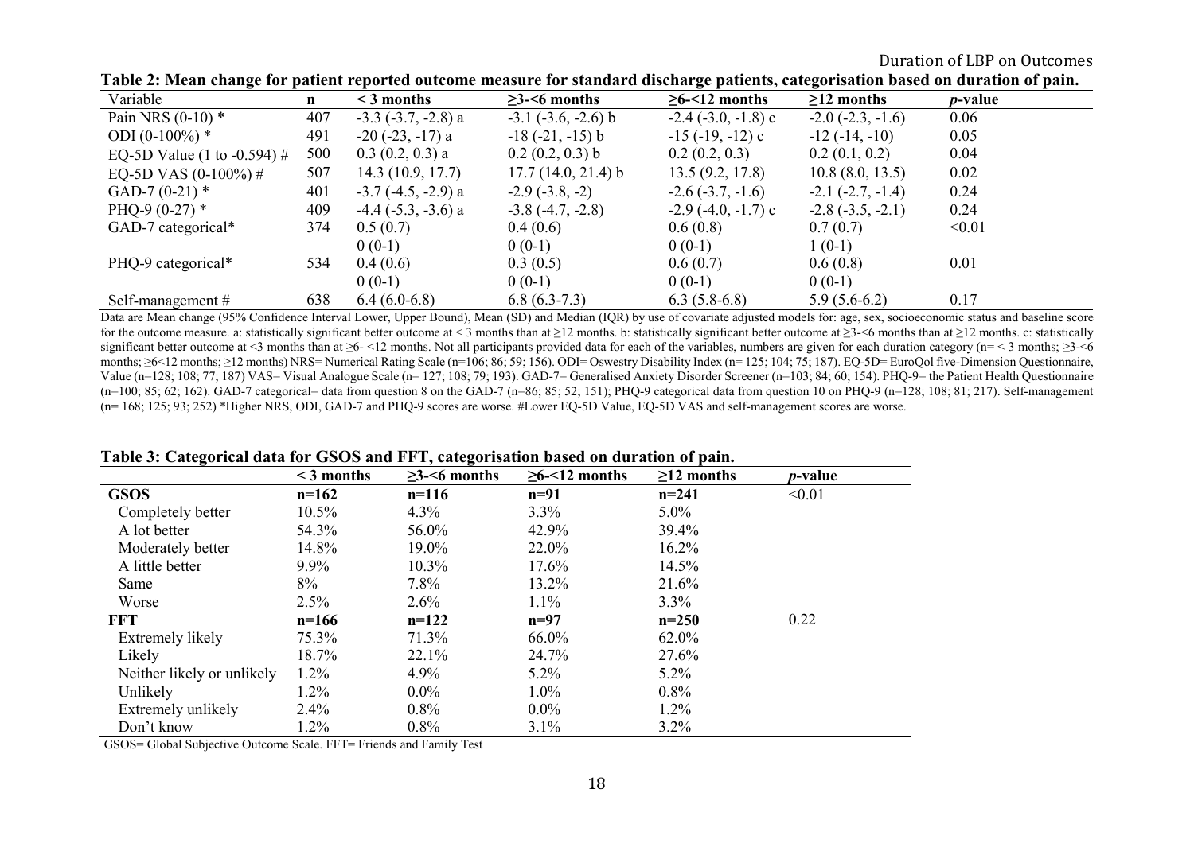**Table 2: Mean change for patient reported outcome measure for standard discharge patients, categorisation based on duration of pain.**

| Variable | n | < 3 months | ≥3-<6 months | ≥6-<12 months | ≥12 months | *p*-value |
|---|---|---|---|---|---|---|
| Pain NRS (0-10) * | 407 | -3.3 (-3.7, -2.8) a | -3.1 (-3.6, -2.6) b | -2.4 (-3.0, -1.8) c | -2.0 (-2.3, -1.6) | 0.06 |
| ODI (0-100%) * | 491 | -20 (-23, -17) a | -18 (-21, -15) b | -15 (-19, -12) c | -12 (-14, -10) | 0.05 |
| EQ-5D Value (1 to -0.594) # | 500 | 0.3 (0.2, 0.3) a | 0.2 (0.2, 0.3) b | 0.2 (0.2, 0.3) | 0.2 (0.1, 0.2) | 0.04 |
| EQ-5D VAS (0-100%) # | 507 | 14.3 (10.9, 17.7) | 17.7 (14.0, 21.4) b | 13.5 (9.2, 17.8) | 10.8 (8.0, 13.5) | 0.02 |
| GAD-7 (0-21) * | 401 | -3.7 (-4.5, -2.9) a | -2.9 (-3.8, -2) | -2.6 (-3.7, -1.6) | -2.1 (-2.7, -1.4) | 0.24 |
| PHQ-9 (0-27) * | 409 | -4.4 (-5.3, -3.6) a | -3.8 (-4.7, -2.8) | -2.9 (-4.0, -1.7) c | -2.8 (-3.5, -2.1) | 0.24 |
| GAD-7 categorical* | 374 | 0.5 (0.7) | 0.4 (0.6) | 0.6 (0.8) | 0.7 (0.7) | <0.01 |
| | | 0 (0-1) | 0 (0-1) | 0 (0-1) | 1 (0-1) | |
| PHQ-9 categorical* | 534 | 0.4 (0.6) | 0.3 (0.5) | 0.6 (0.7) | 0.6 (0.8) | 0.01 |
| | | 0 (0-1) | 0 (0-1) | 0 (0-1) | 0 (0-1) | |
| Self-management # | 638 | 6.4 (6.0-6.8) | 6.8 (6.3-7.3) | 6.3 (5.8-6.8) | 5.9 (5.6-6.2) | 0.17 |

Data are Mean change (95% Confidence Interval Lower, Upper Bound), Mean (SD) and Median (IQR) by use of covariate adjusted models for: age, sex, socioeconomic status and baseline score for the outcome measure. a: statistically significant better outcome at < 3 months than at ≥12 months. b: statistically significant better outcome at ≥3-<6 months than at ≥12 months. c: statistically significant better outcome at <3 months than at ≥6- <12 months. Not all participants provided data for each of the variables, numbers are given for each duration category (n= < 3 months; ≥3-<6 months; ≥6<12 months; ≥12 months) NRS= Numerical Rating Scale (n=106; 86; 59; 156). ODI= Oswestry Disability Index (n= 125; 104; 75; 187). EQ-5D= EuroQol five-Dimension Questionnaire, Value (n=128; 108; 77; 187) VAS= Visual Analogue Scale (n= 127; 108; 79; 193). GAD-7= Generalised Anxiety Disorder Screener (n=103; 84; 60; 154). PHQ-9= the Patient Health Questionnaire (n=100; 85; 62; 162). GAD-7 categorical= data from question 8 on the GAD-7 (n=86; 85; 52; 151); PHQ-9 categorical data from question 10 on PHQ-9 (n=128; 108; 81; 217). Self-management (n= 168; 125; 93; 252) *Higher NRS, ODI, GAD-7 and PHQ-9 scores are worse. #Lower EQ-5D Value, EQ-5D VAS and self-management scores are worse.

**Table 3: Categorical data for GSOS and FFT, categorisation based on duration of pain.**

| | < 3 months | ≥3-<6 months | ≥6-<12 months | ≥12 months | *p*-value |
|---|---|---|---|---|---|
| **GSOS** | **n=162** | **n=116** | **n=91** | **n=241** | <0.01 |
| Completely better | 10.5% | 4.3% | 3.3% | 5.0% | |
| A lot better | 54.3% | 56.0% | 42.9% | 39.4% | |
| Moderately better | 14.8% | 19.0% | 22.0% | 16.2% | |
| A little better | 9.9% | 10.3% | 17.6% | 14.5% | |
| Same | 8% | 7.8% | 13.2% | 21.6% | |
| Worse | 2.5% | 2.6% | 1.1% | 3.3% | |
| **FFT** | **n=166** | **n=122** | **n=97** | **n=250** | 0.22 |
| Extremely likely | 75.3% | 71.3% | 66.0% | 62.0% | |
| Likely | 18.7% | 22.1% | 24.7% | 27.6% | |
| Neither likely or unlikely | 1.2% | 4.9% | 5.2% | 5.2% | |
| Unlikely | 1.2% | 0.0% | 1.0% | 0.8% | |
| Extremely unlikely | 2.4% | 0.8% | 0.0% | 1.2% | |
| Don't know | 1.2% | 0.8% | 3.1% | 3.2% | |

GSOS= Global Subjective Outcome Scale. FFT= Friends and Family Test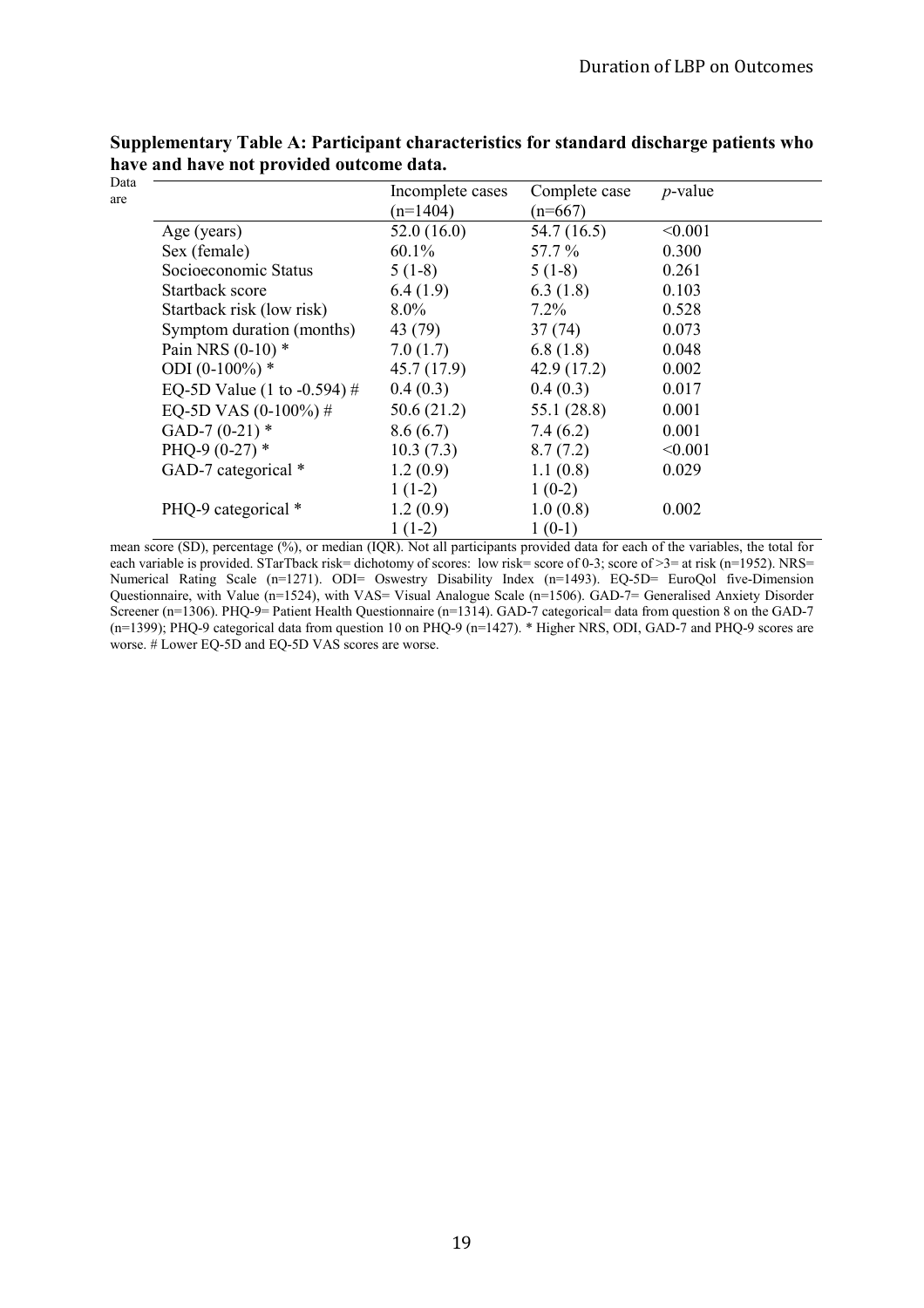**Supplementary Table A: Participant characteristics for standard discharge patients who have and have not provided outcome data.**

| | Incomplete cases (n=1404) | Complete case (n=667) | *p*-value |
|---|---|---|---|
| Age (years) | 52.0 (16.0) | 54.7 (16.5) | <0.001 |
| Sex (female) | 60.1% | 57.7 % | 0.300 |
| Socioeconomic Status | 5 (1-8) | 5 (1-8) | 0.261 |
| Startback score | 6.4 (1.9) | 6.3 (1.8) | 0.103 |
| Startback risk (low risk) | 8.0% | 7.2% | 0.528 |
| Symptom duration (months) | 43 (79) | 37 (74) | 0.073 |
| Pain NRS (0-10) * | 7.0 (1.7) | 6.8 (1.8) | 0.048 |
| ODI (0-100%) * | 45.7 (17.9) | 42.9 (17.2) | 0.002 |
| EQ-5D Value (1 to -0.594) # | 0.4 (0.3) | 0.4 (0.3) | 0.017 |
| EQ-5D VAS (0-100%) # | 50.6 (21.2) | 55.1 (28.8) | 0.001 |
| GAD-7 (0-21) * | 8.6 (6.7) | 7.4 (6.2) | 0.001 |
| PHQ-9 (0-27) * | 10.3 (7.3) | 8.7 (7.2) | <0.001 |
| GAD-7 categorical * | 1.2 (0.9) | 1.1 (0.8) | 0.029 |
| | 1 (1-2) | 1 (0-2) | |
| PHQ-9 categorical * | 1.2 (0.9) | 1.0 (0.8) | 0.002 |
| | 1 (1-2) | 1 (0-1) | |

Data are mean score (SD), percentage (%), or median (IQR). Not all participants provided data for each of the variables, the total for each variable is provided. STarTback risk= dichotomy of scores: low risk= score of 0-3; score of >3= at risk (n=1952). NRS= Numerical Rating Scale (n=1271). ODI= Oswestry Disability Index (n=1493). EQ-5D= EuroQol five-Dimension Questionnaire, with Value (n=1524), with VAS= Visual Analogue Scale (n=1506). GAD-7= Generalised Anxiety Disorder Screener (n=1306). PHQ-9= Patient Health Questionnaire (n=1314). GAD-7 categorical= data from question 8 on the GAD-7 (n=1399); PHQ-9 categorical data from question 10 on PHQ-9 (n=1427). * Higher NRS, ODI, GAD-7 and PHQ-9 scores are worse. # Lower EQ-5D and EQ-5D VAS scores are worse.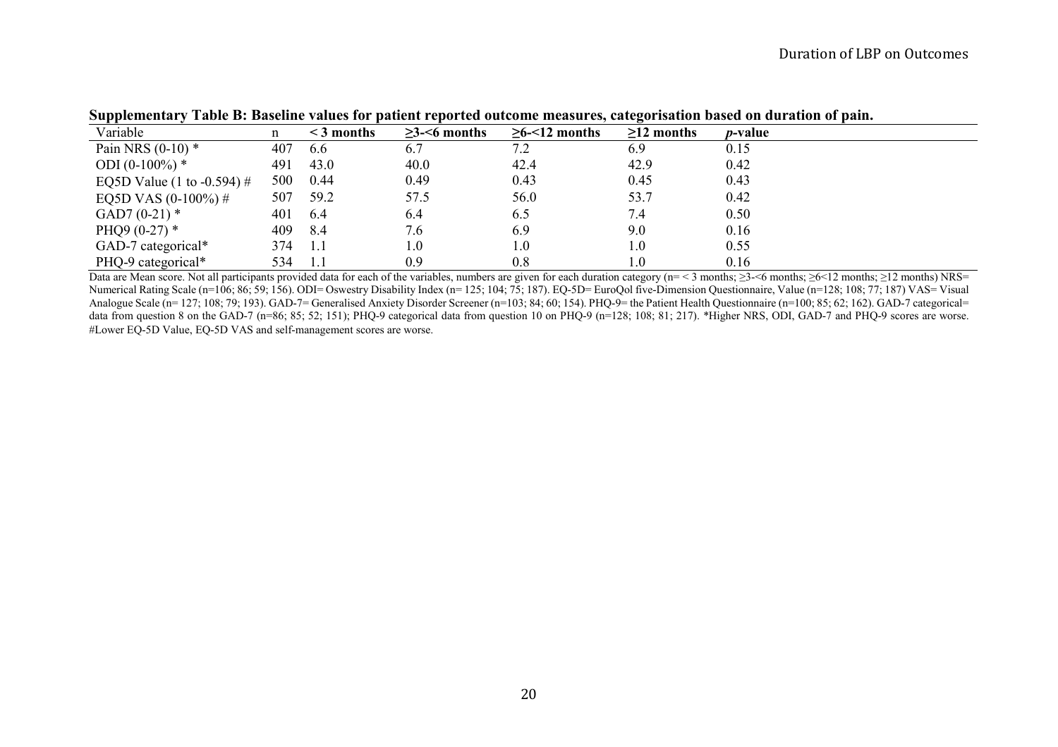**Supplementary Table B: Baseline values for patient reported outcome measures, categorisation based on duration of pain.**

| Variable | n | < 3 months | ≥3-<6 months | ≥6-<12 months | ≥12 months | *p*-value |
|---|---|---|---|---|---|---|
| Pain NRS (0-10) * | 407 | 6.6 | 6.7 | 7.2 | 6.9 | 0.15 |
| ODI (0-100%) * | 491 | 43.0 | 40.0 | 42.4 | 42.9 | 0.42 |
| EQ5D Value (1 to -0.594) # | 500 | 0.44 | 0.49 | 0.43 | 0.45 | 0.43 |
| EQ5D VAS (0-100%) # | 507 | 59.2 | 57.5 | 56.0 | 53.7 | 0.42 |
| GAD7 (0-21) * | 401 | 6.4 | 6.4 | 6.5 | 7.4 | 0.50 |
| PHQ9 (0-27) * | 409 | 8.4 | 7.6 | 6.9 | 9.0 | 0.16 |
| GAD-7 categorical* | 374 | 1.1 | 1.0 | 1.0 | 1.0 | 0.55 |
| PHQ-9 categorical* | 534 | 1.1 | 0.9 | 0.8 | 1.0 | 0.16 |

Data are Mean score. Not all participants provided data for each of the variables, numbers are given for each duration category (n= < 3 months; ≥3-<6 months; ≥6<12 months; ≥12 months) NRS= Numerical Rating Scale (n=106; 86; 59; 156). ODI= Oswestry Disability Index (n= 125; 104; 75; 187). EQ-5D= EuroQol five-Dimension Questionnaire, Value (n=128; 108; 77; 187) VAS= Visual Analogue Scale (n= 127; 108; 79; 193). GAD-7= Generalised Anxiety Disorder Screener (n=103; 84; 60; 154). PHQ-9= the Patient Health Questionnaire (n=100; 85; 62; 162). GAD-7 categorical= data from question 8 on the GAD-7 (n=86; 85; 52; 151); PHQ-9 categorical data from question 10 on PHQ-9 (n=128; 108; 81; 217). *Higher NRS, ODI, GAD-7 and PHQ-9 scores are worse. #Lower EQ-5D Value, EQ-5D VAS and self-management scores are worse.